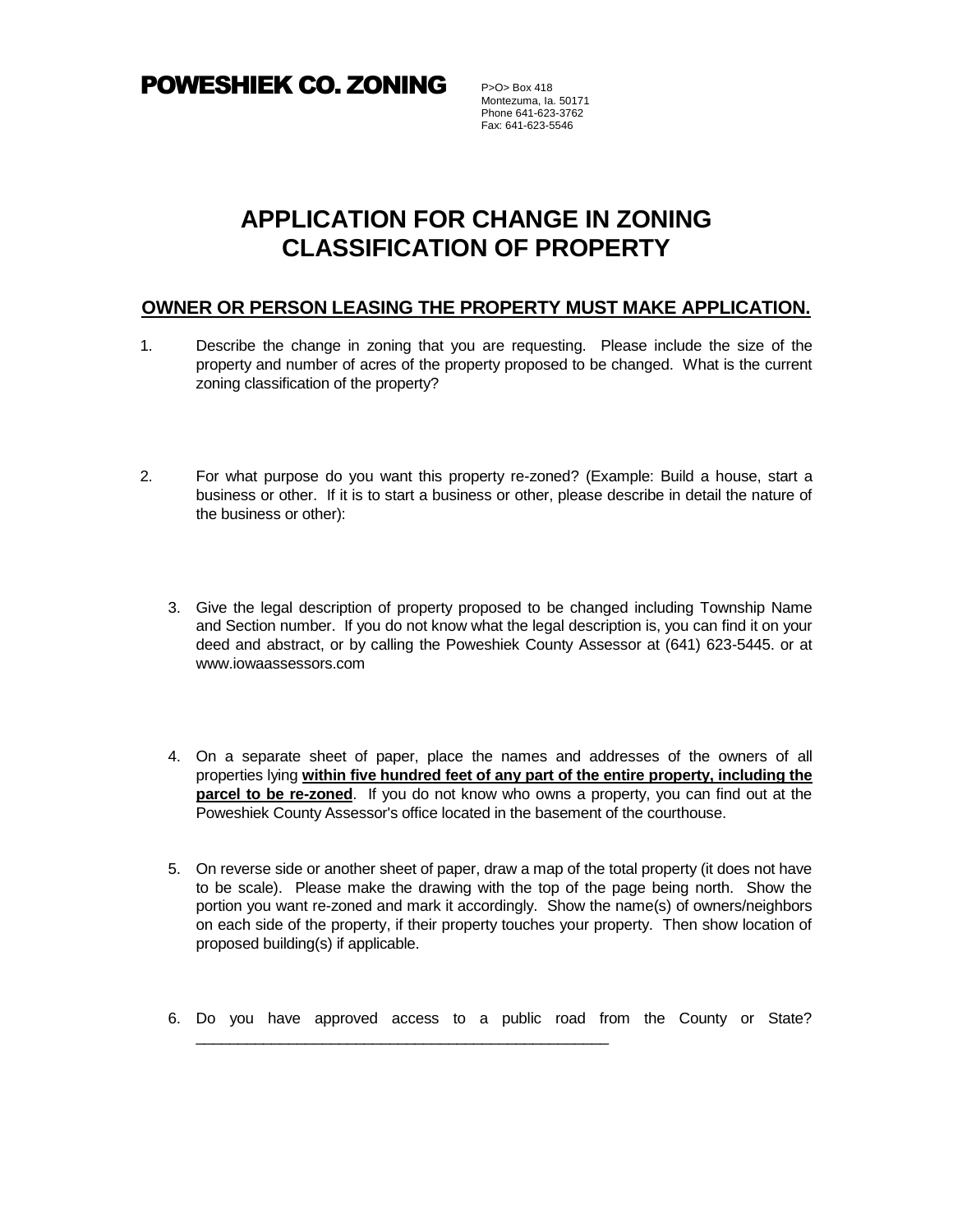# POWESHIEK CO. ZONING

P>O> Box 418
Montezuma, Ia. 50171
Phone 641-623-3762
Fax: 641-623-5546

## APPLICATION FOR CHANGE IN ZONING CLASSIFICATION OF PROPERTY

**OWNER OR PERSON LEASING THE PROPERTY MUST MAKE APPLICATION.**

1. Describe the change in zoning that you are requesting. Please include the size of the property and number of acres of the property proposed to be changed. What is the current zoning classification of the property?

2. For what purpose do you want this property re-zoned? (Example: Build a house, start a business or other. If it is to start a business or other, please describe in detail the nature of the business or other):

3. Give the legal description of property proposed to be changed including Township Name and Section number. If you do not know what the legal description is, you can find it on your deed and abstract, or by calling the Poweshiek County Assessor at (641) 623-5445. or at www.iowaassessors.com

4. On a separate sheet of paper, place the names and addresses of the owners of all properties lying **within five hundred feet of any part of the entire property, including the parcel to be re-zoned**. If you do not know who owns a property, you can find out at the Poweshiek County Assessor's office located in the basement of the courthouse.

5. On reverse side or another sheet of paper, draw a map of the total property (it does not have to be scale). Please make the drawing with the top of the page being north. Show the portion you want re-zoned and mark it accordingly. Show the name(s) of owners/neighbors on each side of the property, if their property touches your property. Then show location of proposed building(s) if applicable.

6. Do you have approved access to a public road from the County or State? ___________________________________________________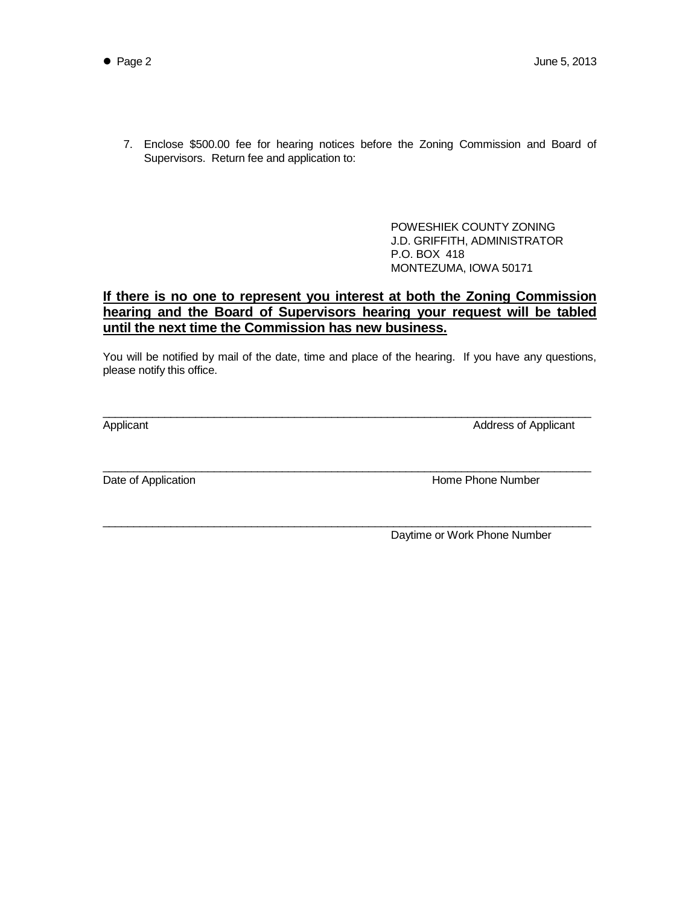7. Enclose $500.00 fee for hearing notices before the Zoning Commission and Board of Supervisors. Return fee and application to:

POWESHIEK COUNTY ZONING
J.D. GRIFFITH, ADMINISTRATOR
P.O. BOX 418
MONTEZUMA, IOWA 50171

**If there is no one to represent you interest at both the Zoning Commission hearing and the Board of Supervisors hearing your request will be tabled until the next time the Commission has new business.**

You will be notified by mail of the date, time and place of the hearing. If you have any questions, please notify this office.

\_\_\_\_\_\_\_\_\_\_\_\_\_\_\_\_\_\_\_\_\_\_\_\_\_\_\_\_\_\_\_\_\_\_\_\_\_\_\_\_\_\_\_\_\_\_\_\_\_\_\_\_\_\_\_\_\_\_\_\_\_\_\_\_\_\_\_\_\_\_\_\_
Applicant Address of Applicant

\_\_\_\_\_\_\_\_\_\_\_\_\_\_\_\_\_\_\_\_\_\_\_\_\_\_\_\_\_\_\_\_\_\_\_\_\_\_\_\_\_\_\_\_\_\_\_\_\_\_\_\_\_\_\_\_\_\_\_\_\_\_\_\_\_\_\_\_\_\_\_\_
Date of Application Home Phone Number

\_\_\_\_\_\_\_\_\_\_\_\_\_\_\_\_\_\_\_\_\_\_\_\_\_\_\_\_\_\_\_\_\_\_\_\_\_\_\_\_\_\_\_\_\_\_\_\_\_\_\_\_\_\_\_\_\_\_\_\_\_\_\_\_\_\_\_\_\_\_\_\_
Daytime or Work Phone Number